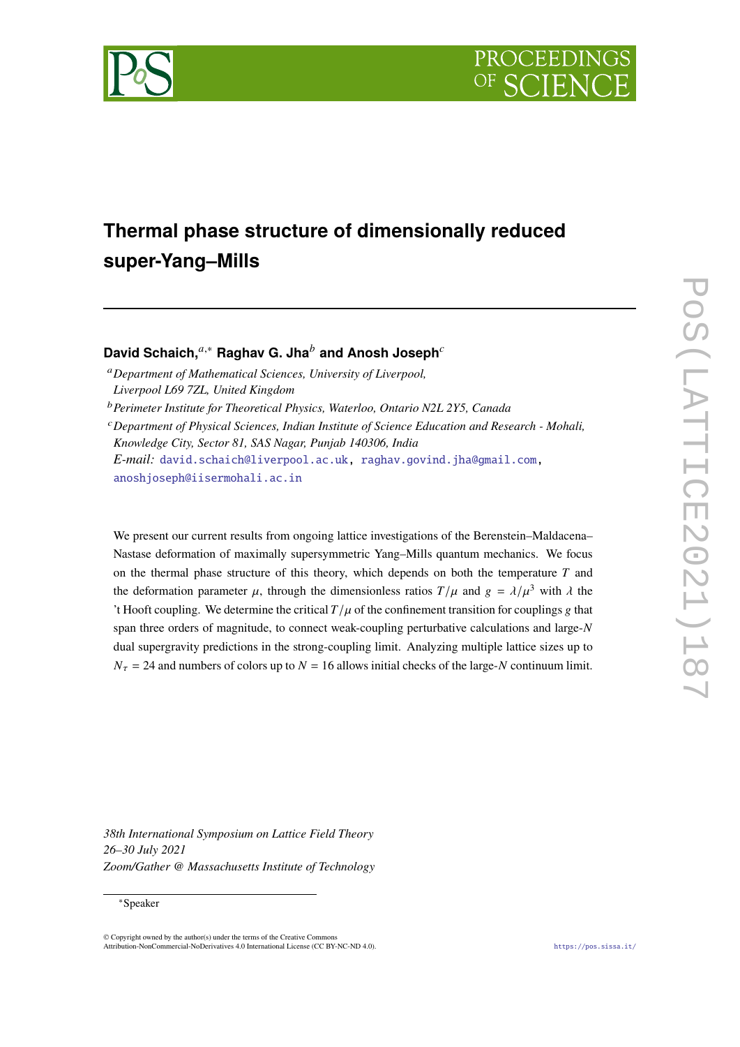# Thermal phase structure of dimensionally reduced super-Yang–Mills

**David Schaich,[a,*] Raghav G. Jha[b] and Anosh Joseph[c]**

[a] *Department of Mathematical Sciences, University of Liverpool, Liverpool L69 7ZL, United Kingdom*

[b] *Perimeter Institute for Theoretical Physics, Waterloo, Ontario N2L 2Y5, Canada*

[c] *Department of Physical Sciences, Indian Institute of Science Education and Research - Mohali, Knowledge City, Sector 81, SAS Nagar, Punjab 140306, India*

*E-mail:* david.schaich@liverpool.ac.uk, raghav.govind.jha@gmail.com, anoshjoseph@iisermohali.ac.in

We present our current results from ongoing lattice investigations of the Berenstein–Maldacena–Nastase deformation of maximally supersymmetric Yang–Mills quantum mechanics. We focus on the thermal phase structure of this theory, which depends on both the temperature $T$ and the deformation parameter $\mu$, through the dimensionless ratios $T/\mu$ and $g = \lambda/\mu^3$ with $\lambda$ the 't Hooft coupling. We determine the critical $T/\mu$ of the confinement transition for couplings $g$ that span three orders of magnitude, to connect weak-coupling perturbative calculations and large-$N$ dual supergravity predictions in the strong-coupling limit. Analyzing multiple lattice sizes up to $N_\tau = 24$ and numbers of colors up to $N = 16$ allows initial checks of the large-$N$ continuum limit.

*38th International Symposium on Lattice Field Theory*
*26–30 July 2021*
*Zoom/Gather @ Massachusetts Institute of Technology*

*Speaker

© Copyright owned by the author(s) under the terms of the Creative Commons Attribution-NonCommercial-NoDerivatives 4.0 International License (CC BY-NC-ND 4.0).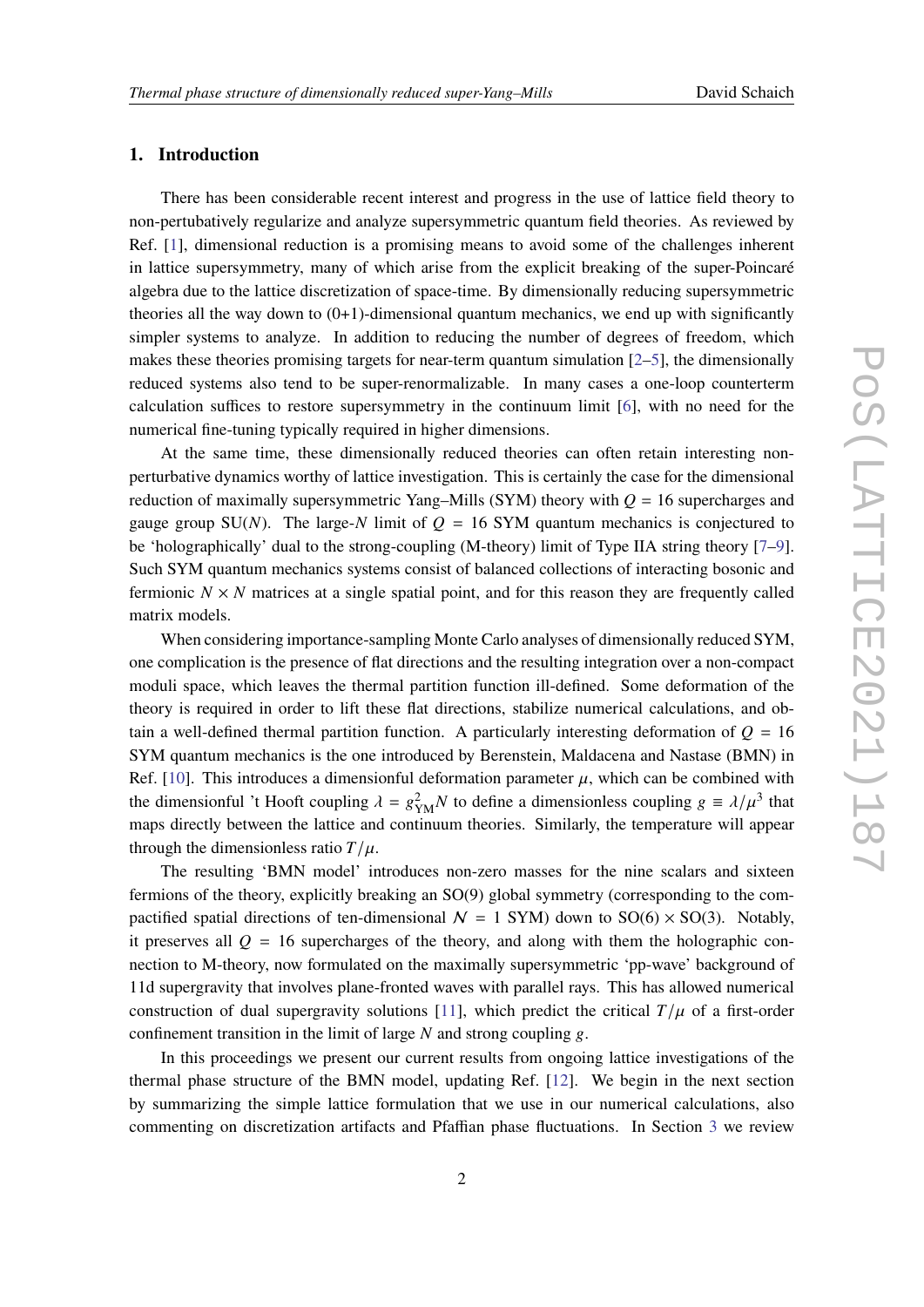## 1. Introduction

There has been considerable recent interest and progress in the use of lattice field theory to non-pertubatively regularize and analyze supersymmetric quantum field theories. As reviewed by Ref. [1], dimensional reduction is a promising means to avoid some of the challenges inherent in lattice supersymmetry, many of which arise from the explicit breaking of the super-Poincaré algebra due to the lattice discretization of space-time. By dimensionally reducing supersymmetric theories all the way down to (0+1)-dimensional quantum mechanics, we end up with significantly simpler systems to analyze. In addition to reducing the number of degrees of freedom, which makes these theories promising targets for near-term quantum simulation [2–5], the dimensionally reduced systems also tend to be super-renormalizable. In many cases a one-loop counterterm calculation suffices to restore supersymmetry in the continuum limit [6], with no need for the numerical fine-tuning typically required in higher dimensions.

At the same time, these dimensionally reduced theories can often retain interesting non-perturbative dynamics worthy of lattice investigation. This is certainly the case for the dimensional reduction of maximally supersymmetric Yang–Mills (SYM) theory with $Q = 16$ supercharges and gauge group SU($N$). The large-$N$ limit of $Q = 16$ SYM quantum mechanics is conjectured to be 'holographically' dual to the strong-coupling (M-theory) limit of Type IIA string theory [7–9]. Such SYM quantum mechanics systems consist of balanced collections of interacting bosonic and fermionic $N \times N$ matrices at a single spatial point, and for this reason they are frequently called matrix models.

When considering importance-sampling Monte Carlo analyses of dimensionally reduced SYM, one complication is the presence of flat directions and the resulting integration over a non-compact moduli space, which leaves the thermal partition function ill-defined. Some deformation of the theory is required in order to lift these flat directions, stabilize numerical calculations, and obtain a well-defined thermal partition function. A particularly interesting deformation of $Q = 16$ SYM quantum mechanics is the one introduced by Berenstein, Maldacena and Nastase (BMN) in Ref. [10]. This introduces a dimensionful deformation parameter $\mu$, which can be combined with the dimensionful 't Hooft coupling $\lambda = g_{\text{YM}}^2 N$ to define a dimensionless coupling $g \equiv \lambda/\mu^3$ that maps directly between the lattice and continuum theories. Similarly, the temperature will appear through the dimensionless ratio $T/\mu$.

The resulting 'BMN model' introduces non-zero masses for the nine scalars and sixteen fermions of the theory, explicitly breaking an SO(9) global symmetry (corresponding to the compactified spatial directions of ten-dimensional $\mathcal{N} = 1$ SYM) down to SO(6) $\times$ SO(3). Notably, it preserves all $Q = 16$ supercharges of the theory, and along with them the holographic connection to M-theory, now formulated on the maximally supersymmetric 'pp-wave' background of 11d supergravity that involves plane-fronted waves with parallel rays. This has allowed numerical construction of dual supergravity solutions [11], which predict the critical $T/\mu$ of a first-order confinement transition in the limit of large $N$ and strong coupling $g$.

In this proceedings we present our current results from ongoing lattice investigations of the thermal phase structure of the BMN model, updating Ref. [12]. We begin in the next section by summarizing the simple lattice formulation that we use in our numerical calculations, also commenting on discretization artifacts and Pfaffian phase fluctuations. In Section 3 we review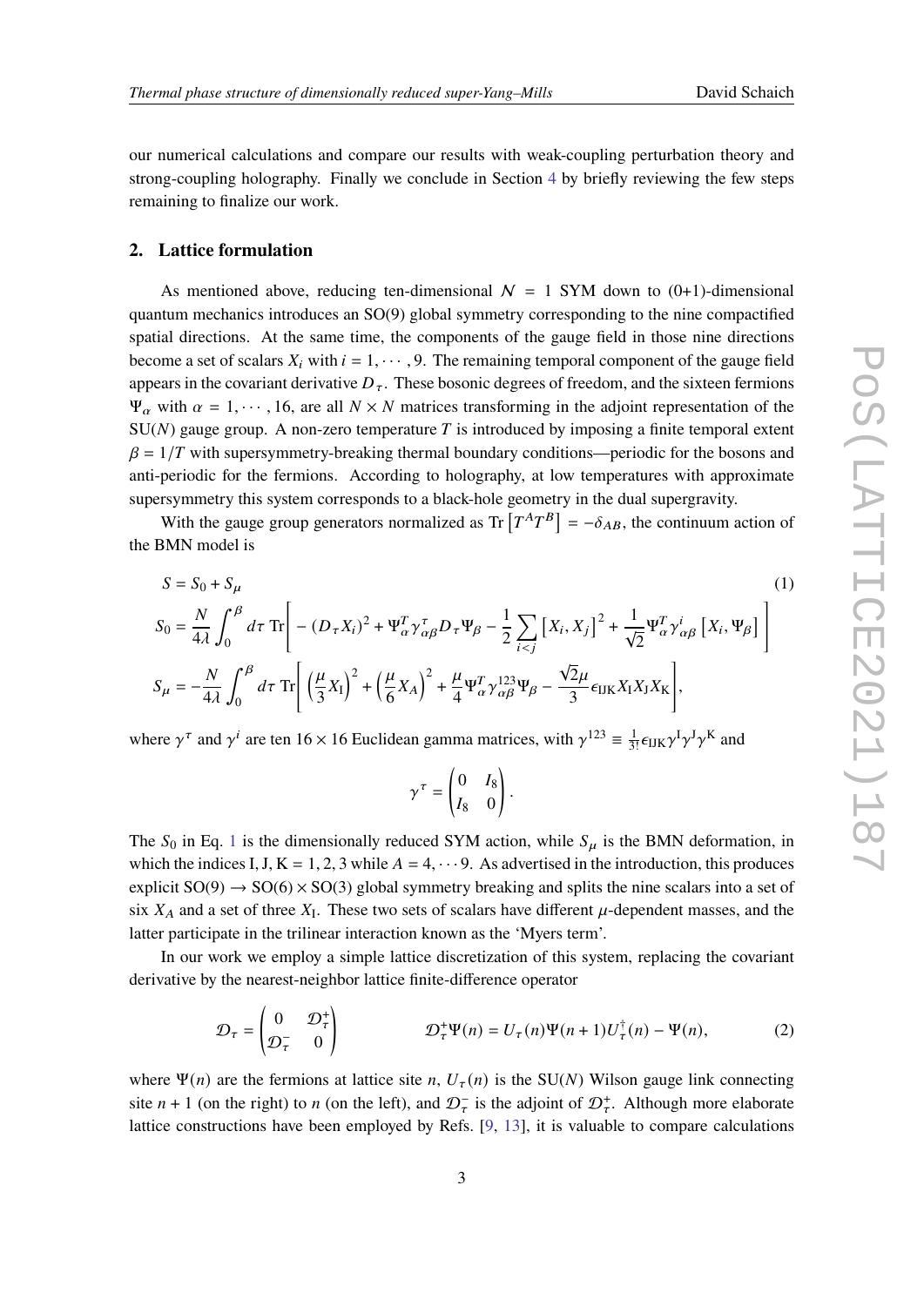our numerical calculations and compare our results with weak-coupling perturbation theory and strong-coupling holography. Finally we conclude in Section 4 by briefly reviewing the few steps remaining to finalize our work.

## 2. Lattice formulation

As mentioned above, reducing ten-dimensional $\mathcal{N} = 1$ SYM down to (0+1)-dimensional quantum mechanics introduces an SO(9) global symmetry corresponding to the nine compactified spatial directions. At the same time, the components of the gauge field in those nine directions become a set of scalars $X_i$ with $i = 1, \cdots, 9$. The remaining temporal component of the gauge field appears in the covariant derivative $D_\tau$. These bosonic degrees of freedom, and the sixteen fermions $\Psi_\alpha$ with $\alpha = 1, \cdots, 16$, are all $N \times N$ matrices transforming in the adjoint representation of the SU($N$) gauge group. A non-zero temperature $T$ is introduced by imposing a finite temporal extent $\beta = 1/T$ with supersymmetry-breaking thermal boundary conditions—periodic for the bosons and anti-periodic for the fermions. According to holography, at low temperatures with approximate supersymmetry this system corresponds to a black-hole geometry in the dual supergravity.

With the gauge group generators normalized as $\mathrm{Tr}\left[T^A T^B\right] = -\delta_{AB}$, the continuum action of the BMN model is

$$
\begin{aligned}
S &= S_0 + S_\mu \qquad (1)\\
S_0 &= \frac{N}{4\lambda}\int_0^\beta d\tau\ \mathrm{Tr}\Bigg[-(D_\tau X_i)^2 + \Psi_\alpha^T \gamma_{\alpha\beta}^\tau D_\tau \Psi_\beta - \frac{1}{2}\sum_{i<j}\left[X_i, X_j\right]^2 + \frac{1}{\sqrt{2}}\Psi_\alpha^T \gamma_{\alpha\beta}^i \left[X_i, \Psi_\beta\right]\Bigg]\\
S_\mu &= -\frac{N}{4\lambda}\int_0^\beta d\tau\ \mathrm{Tr}\Bigg[\left(\frac{\mu}{3}X_{\mathrm{I}}\right)^2 + \left(\frac{\mu}{6}X_A\right)^2 + \frac{\mu}{4}\Psi_\alpha^T \gamma_{\alpha\beta}^{123}\Psi_\beta - \frac{\sqrt{2}\mu}{3}\epsilon_{\mathrm{IJK}} X_{\mathrm{I}} X_{\mathrm{J}} X_{\mathrm{K}}\Bigg],
\end{aligned}
$$

where $\gamma^\tau$ and $\gamma^i$ are ten $16 \times 16$ Euclidean gamma matrices, with $\gamma^{123} \equiv \frac{1}{3!}\epsilon_{\mathrm{IJK}}\gamma^{\mathrm{I}}\gamma^{\mathrm{J}}\gamma^{\mathrm{K}}$ and

$$
\gamma^\tau = \begin{pmatrix} 0 & I_8 \\ I_8 & 0 \end{pmatrix}.
$$

The $S_0$ in Eq. 1 is the dimensionally reduced SYM action, while $S_\mu$ is the BMN deformation, in which the indices I, J, K $= 1, 2, 3$ while $A = 4, \cdots 9$. As advertised in the introduction, this produces explicit SO(9) $\to$ SO(6) $\times$ SO(3) global symmetry breaking and splits the nine scalars into a set of six $X_A$ and a set of three $X_{\mathrm{I}}$. These two sets of scalars have different $\mu$-dependent masses, and the latter participate in the trilinear interaction known as the 'Myers term'.

In our work we employ a simple lattice discretization of this system, replacing the covariant derivative by the nearest-neighbor lattice finite-difference operator

$$
\mathcal{D}_\tau = \begin{pmatrix} 0 & \mathcal{D}_\tau^+ \\ \mathcal{D}_\tau^- & 0 \end{pmatrix} \qquad\qquad \mathcal{D}_\tau^+ \Psi(n) = U_\tau(n)\Psi(n+1)U_\tau^\dagger(n) - \Psi(n), \qquad (2)
$$

where $\Psi(n)$ are the fermions at lattice site $n$, $U_\tau(n)$ is the SU($N$) Wilson gauge link connecting site $n+1$ (on the right) to $n$ (on the left), and $\mathcal{D}_\tau^-$ is the adjoint of $\mathcal{D}_\tau^+$. Although more elaborate lattice constructions have been employed by Refs. [9, 13], it is valuable to compare calculations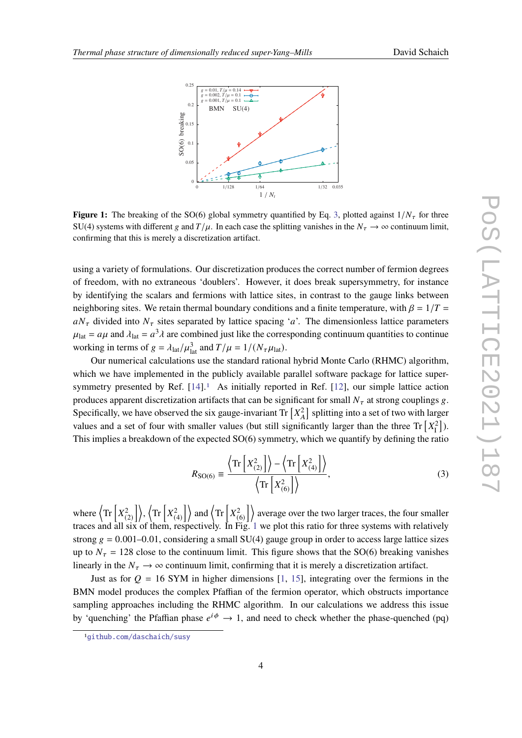**Figure 1:** The breaking of the SO(6) global symmetry quantified by Eq. 3, plotted against $1/N_\tau$ for three SU(4) systems with different $g$ and $T/\mu$. In each case the splitting vanishes in the $N_\tau \to \infty$ continuum limit, confirming that this is merely a discretization artifact.

using a variety of formulations. Our discretization produces the correct number of fermion degrees of freedom, with no extraneous 'doublers'. However, it does break supersymmetry, for instance by identifying the scalars and fermions with lattice sites, in contrast to the gauge links between neighboring sites. We retain thermal boundary conditions and a finite temperature, with $\beta = 1/T = aN_\tau$ divided into $N_\tau$ sites separated by lattice spacing '$a$'. The dimensionless lattice parameters $\mu_{\text{lat}} = a\mu$ and $\lambda_{\text{lat}} = a^3\lambda$ are combined just like the corresponding continuum quantities to continue working in terms of $g = \lambda_{\text{lat}}/\mu_{\text{lat}}^3$ and $T/\mu = 1/(N_\tau \mu_{\text{lat}})$.

Our numerical calculations use the standard rational hybrid Monte Carlo (RHMC) algorithm, which we have implemented in the publicly available parallel software package for lattice supersymmetry presented by Ref. [14].[1] As initially reported in Ref. [12], our simple lattice action produces apparent discretization artifacts that can be significant for small $N_\tau$ at strong couplings $g$. Specifically, we have observed the six gauge-invariant $\text{Tr}\left[X_A^2\right]$ splitting into a set of two with larger values and a set of four with smaller values (but still significantly larger than the three $\text{Tr}\left[X_\text{I}^2\right]$). This implies a breakdown of the expected SO(6) symmetry, which we quantify by defining the ratio

$$R_{\text{SO}(6)} \equiv \frac{\left\langle \text{Tr}\left[X_{(2)}^2\right]\right\rangle - \left\langle \text{Tr}\left[X_{(4)}^2\right]\right\rangle}{\left\langle \text{Tr}\left[X_{(6)}^2\right]\right\rangle}, \tag{3}$$

where $\left\langle \text{Tr}\left[X_{(2)}^2\right]\right\rangle$, $\left\langle \text{Tr}\left[X_{(4)}^2\right]\right\rangle$ and $\left\langle \text{Tr}\left[X_{(6)}^2\right]\right\rangle$ average over the two larger traces, the four smaller traces and all six of them, respectively. In Fig. 1 we plot this ratio for three systems with relatively strong $g = 0.001$–$0.01$, considering a small SU(4) gauge group in order to access large lattice sizes up to $N_\tau = 128$ close to the continuum limit. This figure shows that the SO(6) breaking vanishes linearly in the $N_\tau \to \infty$ continuum limit, confirming that it is merely a discretization artifact.

Just as for $Q = 16$ SYM in higher dimensions [1, 15], integrating over the fermions in the BMN model produces the complex Pfaffian of the fermion operator, which obstructs importance sampling approaches including the RHMC algorithm. In our calculations we address this issue by 'quenching' the Pfaffian phase $e^{i\phi} \to 1$, and need to check whether the phase-quenched (pq)

[1] github.com/daschaich/susy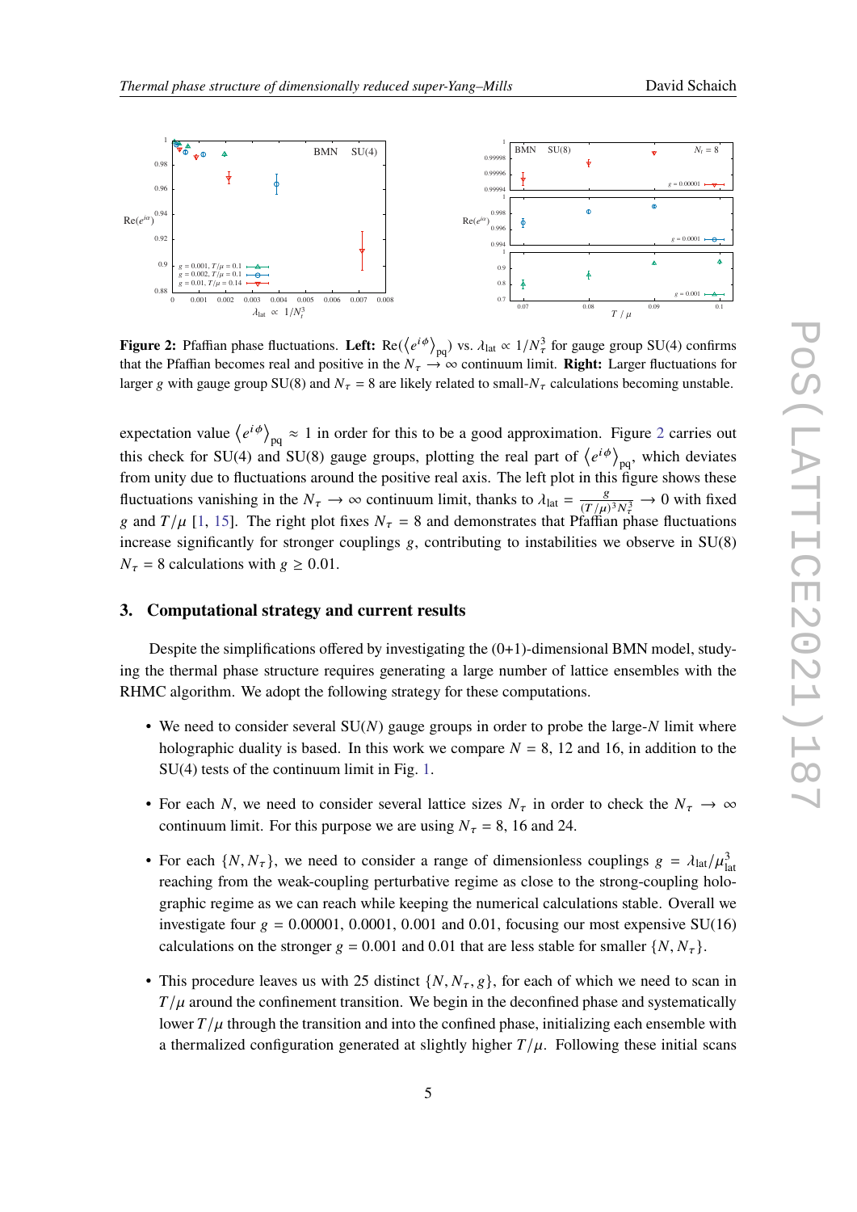**Figure 2:** Pfaffian phase fluctuations. **Left:** $\text{Re}(\langle e^{i\phi} \rangle_{\text{pq}})$ vs. $\lambda_{\text{lat}} \propto 1/N_\tau^3$ for gauge group SU(4) confirms that the Pfaffian becomes real and positive in the $N_\tau \to \infty$ continuum limit. **Right:** Larger fluctuations for larger $g$ with gauge group SU(8) and $N_\tau = 8$ are likely related to small-$N_\tau$ calculations becoming unstable.

expectation value $\langle e^{i\phi} \rangle_{\text{pq}} \approx 1$ in order for this to be a good approximation. Figure 2 carries out this check for SU(4) and SU(8) gauge groups, plotting the real part of $\langle e^{i\phi} \rangle_{\text{pq}}$, which deviates from unity due to fluctuations around the positive real axis. The left plot in this figure shows these fluctuations vanishing in the $N_\tau \to \infty$ continuum limit, thanks to $\lambda_{\text{lat}} = \frac{g}{(T/\mu)^3 N_\tau^3} \to 0$ with fixed $g$ and $T/\mu$ [1, 15]. The right plot fixes $N_\tau = 8$ and demonstrates that Pfaffian phase fluctuations increase significantly for stronger couplings $g$, contributing to instabilities we observe in SU(8) $N_\tau = 8$ calculations with $g \geq 0.01$.

## 3. Computational strategy and current results

Despite the simplifications offered by investigating the (0+1)-dimensional BMN model, studying the thermal phase structure requires generating a large number of lattice ensembles with the RHMC algorithm. We adopt the following strategy for these computations.

- We need to consider several SU($N$) gauge groups in order to probe the large-$N$ limit where holographic duality is based. In this work we compare $N = 8$, 12 and 16, in addition to the SU(4) tests of the continuum limit in Fig. 1.
- For each $N$, we need to consider several lattice sizes $N_\tau$ in order to check the $N_\tau \to \infty$ continuum limit. For this purpose we are using $N_\tau = 8$, 16 and 24.
- For each $\{N, N_\tau\}$, we need to consider a range of dimensionless couplings $g = \lambda_{\text{lat}}/\mu_{\text{lat}}^3$ reaching from the weak-coupling perturbative regime as close to the strong-coupling holographic regime as we can reach while keeping the numerical calculations stable. Overall we investigate four $g = 0.00001$, 0.0001, 0.001 and 0.01, focusing our most expensive SU(16) calculations on the stronger $g = 0.001$ and 0.01 that are less stable for smaller $\{N, N_\tau\}$.
- This procedure leaves us with 25 distinct $\{N, N_\tau, g\}$, for each of which we need to scan in $T/\mu$ around the confinement transition. We begin in the deconfined phase and systematically lower $T/\mu$ through the transition and into the confined phase, initializing each ensemble with a thermalized configuration generated at slightly higher $T/\mu$. Following these initial scans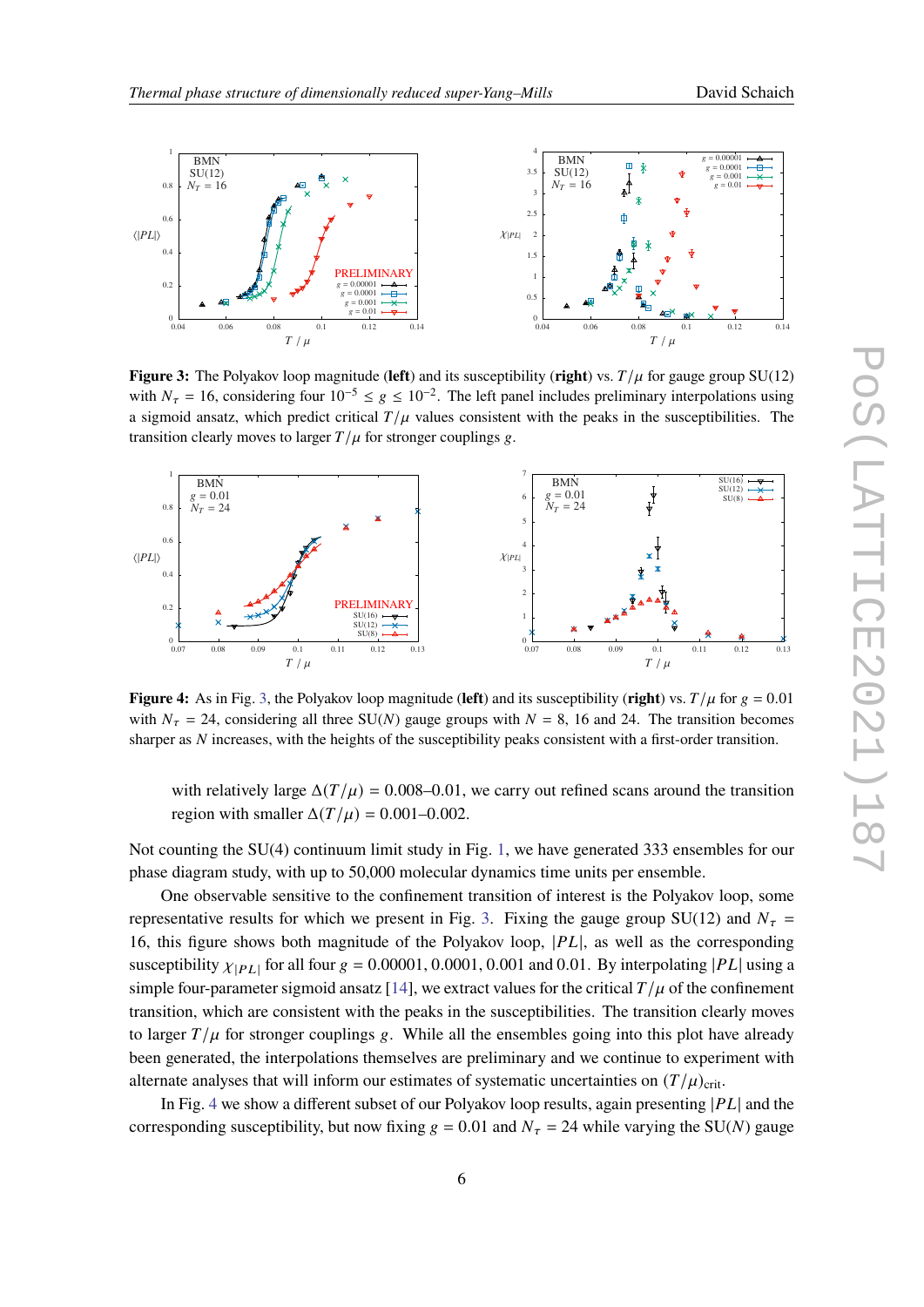**Figure 3:** The Polyakov loop magnitude (**left**) and its susceptibility (**right**) vs. $T/\mu$ for gauge group SU(12) with $N_\tau = 16$, considering four $10^{-5} \leq g \leq 10^{-2}$. The left panel includes preliminary interpolations using a sigmoid ansatz, which predict critical $T/\mu$ values consistent with the peaks in the susceptibilities. The transition clearly moves to larger $T/\mu$ for stronger couplings $g$.

**Figure 4:** As in Fig. 3, the Polyakov loop magnitude (**left**) and its susceptibility (**right**) vs. $T/\mu$ for $g = 0.01$ with $N_\tau = 24$, considering all three SU($N$) gauge groups with $N = 8$, 16 and 24. The transition becomes sharper as $N$ increases, with the heights of the susceptibility peaks consistent with a first-order transition.

with relatively large $\Delta(T/\mu) = 0.008$–$0.01$, we carry out refined scans around the transition region with smaller $\Delta(T/\mu) = 0.001$–$0.002$.

Not counting the SU(4) continuum limit study in Fig. 1, we have generated 333 ensembles for our phase diagram study, with up to 50,000 molecular dynamics time units per ensemble.

One observable sensitive to the confinement transition of interest is the Polyakov loop, some representative results for which we present in Fig. 3. Fixing the gauge group SU(12) and $N_\tau = 16$, this figure shows both magnitude of the Polyakov loop, $|PL|$, as well as the corresponding susceptibility $\chi_{|PL|}$ for all four $g = 0.00001, 0.0001, 0.001$ and $0.01$. By interpolating $|PL|$ using a simple four-parameter sigmoid ansatz [14], we extract values for the critical $T/\mu$ of the confinement transition, which are consistent with the peaks in the susceptibilities. The transition clearly moves to larger $T/\mu$ for stronger couplings $g$. While all the ensembles going into this plot have already been generated, the interpolations themselves are preliminary and we continue to experiment with alternate analyses that will inform our estimates of systematic uncertainties on $(T/\mu)_{\text{crit}}$.

In Fig. 4 we show a different subset of our Polyakov loop results, again presenting $|PL|$ and the corresponding susceptibility, but now fixing $g = 0.01$ and $N_\tau = 24$ while varying the SU($N$) gauge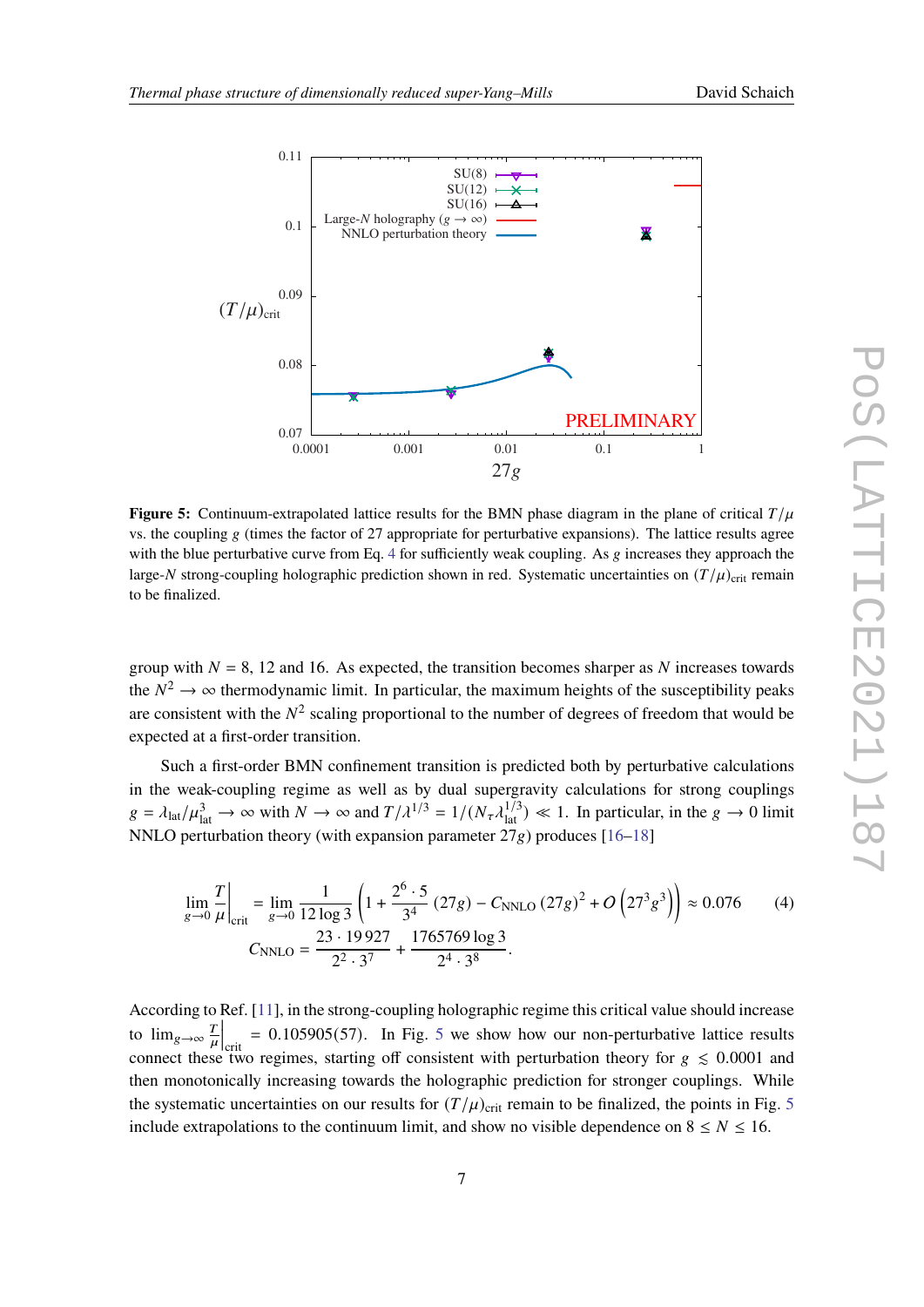**Figure 5:** Continuum-extrapolated lattice results for the BMN phase diagram in the plane of critical $T/\mu$ vs. the coupling $g$ (times the factor of 27 appropriate for perturbative expansions). The lattice results agree with the blue perturbative curve from Eq. 4 for sufficiently weak coupling. As $g$ increases they approach the large-$N$ strong-coupling holographic prediction shown in red. Systematic uncertainties on $(T/\mu)_{\text{crit}}$ remain to be finalized.

group with $N = 8$, 12 and 16. As expected, the transition becomes sharper as $N$ increases towards the $N^2 \to \infty$ thermodynamic limit. In particular, the maximum heights of the susceptibility peaks are consistent with the $N^2$ scaling proportional to the number of degrees of freedom that would be expected at a first-order transition.

Such a first-order BMN confinement transition is predicted both by perturbative calculations in the weak-coupling regime as well as by dual supergravity calculations for strong couplings $g = \lambda_{\text{lat}}/\mu_{\text{lat}}^3 \to \infty$ with $N \to \infty$ and $T/\lambda^{1/3} = 1/(N_\tau \lambda_{\text{lat}}^{1/3}) \ll 1$. In particular, in the $g \to 0$ limit NNLO perturbation theory (with expansion parameter $27g$) produces [16–18]

$$\lim_{g\to 0} \left.\frac{T}{\mu}\right|_{\text{crit}} = \lim_{g\to 0} \frac{1}{12\log 3}\left(1 + \frac{2^6\cdot 5}{3^4}(27g) - C_{\text{NNLO}}(27g)^2 + O\left(27^3 g^3\right)\right) \approx 0.076 \tag{4}$$

$$C_{\text{NNLO}} = \frac{23\cdot 19927}{2^2\cdot 3^7} + \frac{1765769\log 3}{2^4\cdot 3^8}.$$

According to Ref. [11], in the strong-coupling holographic regime this critical value should increase to $\lim_{g\to\infty} \left.\frac{T}{\mu}\right|_{\text{crit}} = 0.105905(57)$. In Fig. 5 we show how our non-perturbative lattice results connect these two regimes, starting off consistent with perturbation theory for $g \lesssim 0.0001$ and then monotonically increasing towards the holographic prediction for stronger couplings. While the systematic uncertainties on our results for $(T/\mu)_{\text{crit}}$ remain to be finalized, the points in Fig. 5 include extrapolations to the continuum limit, and show no visible dependence on $8 \le N \le 16$.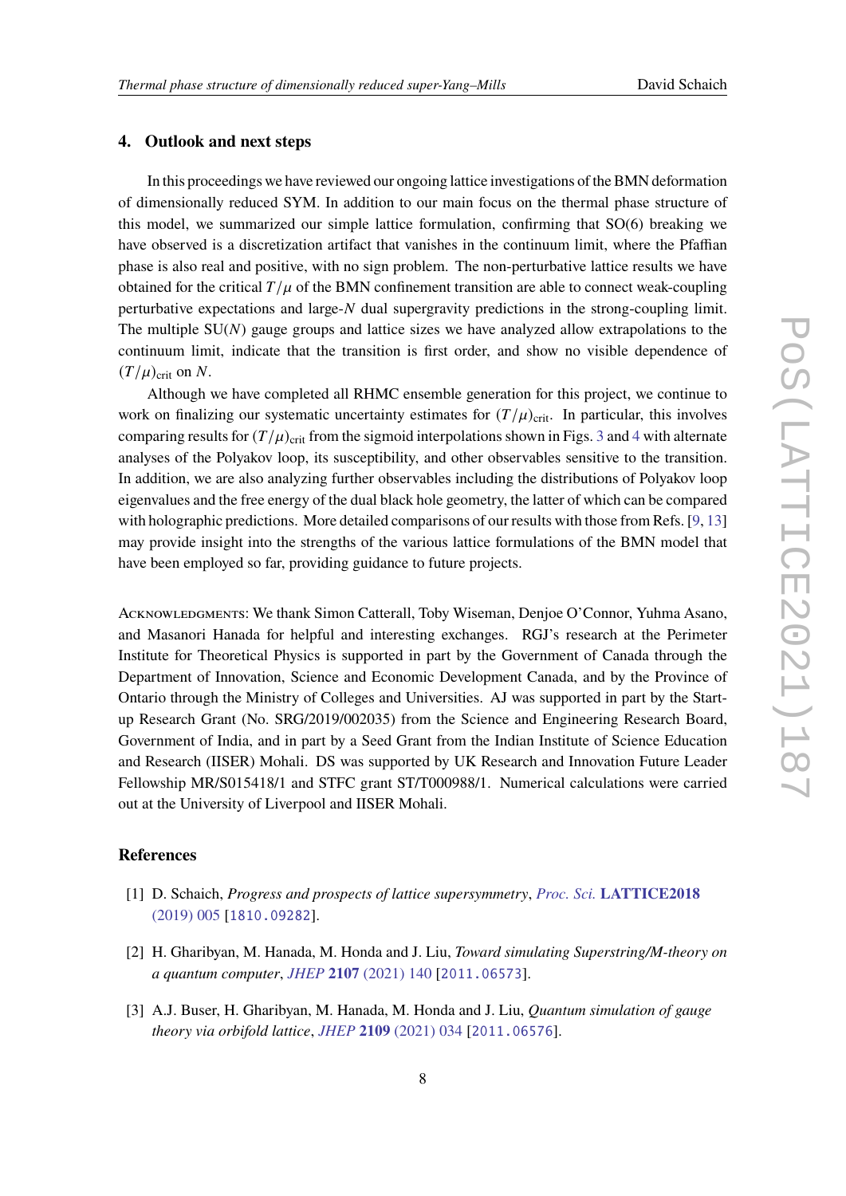## 4. Outlook and next steps

In this proceedings we have reviewed our ongoing lattice investigations of the BMN deformation of dimensionally reduced SYM. In addition to our main focus on the thermal phase structure of this model, we summarized our simple lattice formulation, confirming that SO(6) breaking we have observed is a discretization artifact that vanishes in the continuum limit, where the Pfaffian phase is also real and positive, with no sign problem. The non-perturbative lattice results we have obtained for the critical $T/\mu$ of the BMN confinement transition are able to connect weak-coupling perturbative expectations and large-$N$ dual supergravity predictions in the strong-coupling limit. The multiple SU($N$) gauge groups and lattice sizes we have analyzed allow extrapolations to the continuum limit, indicate that the transition is first order, and show no visible dependence of $(T/\mu)_{\text{crit}}$ on $N$.

Although we have completed all RHMC ensemble generation for this project, we continue to work on finalizing our systematic uncertainty estimates for $(T/\mu)_{\text{crit}}$. In particular, this involves comparing results for $(T/\mu)_{\text{crit}}$ from the sigmoid interpolations shown in Figs. 3 and 4 with alternate analyses of the Polyakov loop, its susceptibility, and other observables sensitive to the transition. In addition, we are also analyzing further observables including the distributions of Polyakov loop eigenvalues and the free energy of the dual black hole geometry, the latter of which can be compared with holographic predictions. More detailed comparisons of our results with those from Refs. [9, 13] may provide insight into the strengths of the various lattice formulations of the BMN model that have been employed so far, providing guidance to future projects.

Acknowledgments: We thank Simon Catterall, Toby Wiseman, Denjoe O'Connor, Yuhma Asano, and Masanori Hanada for helpful and interesting exchanges. RGJ's research at the Perimeter Institute for Theoretical Physics is supported in part by the Government of Canada through the Department of Innovation, Science and Economic Development Canada, and by the Province of Ontario through the Ministry of Colleges and Universities. AJ was supported in part by the Start-up Research Grant (No. SRG/2019/002035) from the Science and Engineering Research Board, Government of India, and in part by a Seed Grant from the Indian Institute of Science Education and Research (IISER) Mohali. DS was supported by UK Research and Innovation Future Leader Fellowship MR/S015418/1 and STFC grant ST/T000988/1. Numerical calculations were carried out at the University of Liverpool and IISER Mohali.

## References

[1] D. Schaich, *Progress and prospects of lattice supersymmetry*, *Proc. Sci.* **LATTICE2018** (2019) 005 [1810.09282].

[2] H. Gharibyan, M. Hanada, M. Honda and J. Liu, *Toward simulating Superstring/M-theory on a quantum computer*, *JHEP* **2107** (2021) 140 [2011.06573].

[3] A.J. Buser, H. Gharibyan, M. Hanada, M. Honda and J. Liu, *Quantum simulation of gauge theory via orbifold lattice*, *JHEP* **2109** (2021) 034 [2011.06576].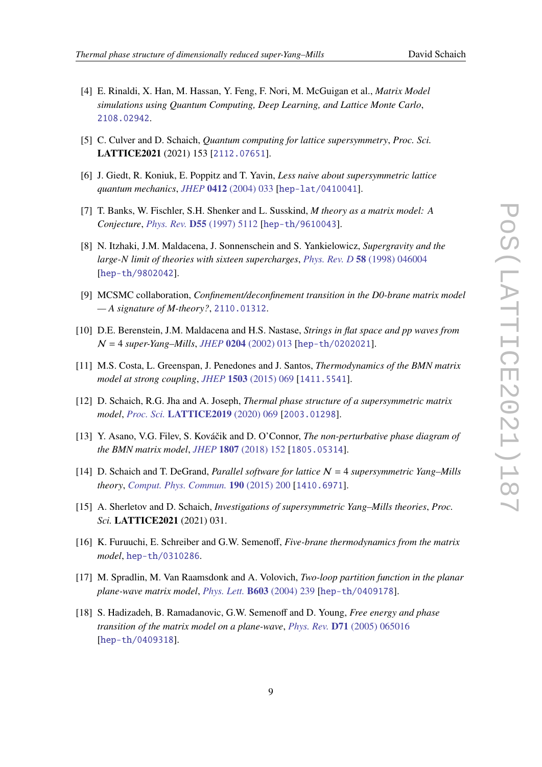[4] E. Rinaldi, X. Han, M. Hassan, Y. Feng, F. Nori, M. McGuigan et al., *Matrix Model simulations using Quantum Computing, Deep Learning, and Lattice Monte Carlo*, 2108.02942.

[5] C. Culver and D. Schaich, *Quantum computing for lattice supersymmetry*, *Proc. Sci.* **LATTICE2021** (2021) 153 [2112.07651].

[6] J. Giedt, R. Koniuk, E. Poppitz and T. Yavin, *Less naive about supersymmetric lattice quantum mechanics*, *JHEP* **0412** (2004) 033 [hep-lat/0410041].

[7] T. Banks, W. Fischler, S.H. Shenker and L. Susskind, *M theory as a matrix model: A Conjecture*, *Phys. Rev.* **D55** (1997) 5112 [hep-th/9610043].

[8] N. Itzhaki, J.M. Maldacena, J. Sonnenschein and S. Yankielowicz, *Supergravity and the large-N limit of theories with sixteen supercharges*, *Phys. Rev. D* **58** (1998) 046004 [hep-th/9802042].

[9] MCSMC collaboration, *Confinement/deconfinement transition in the D0-brane matrix model — A signature of M-theory?*, 2110.01312.

[10] D.E. Berenstein, J.M. Maldacena and H.S. Nastase, *Strings in flat space and pp waves from $\mathcal{N} = 4$ super-Yang–Mills*, *JHEP* **0204** (2002) 013 [hep-th/0202021].

[11] M.S. Costa, L. Greenspan, J. Penedones and J. Santos, *Thermodynamics of the BMN matrix model at strong coupling*, *JHEP* **1503** (2015) 069 [1411.5541].

[12] D. Schaich, R.G. Jha and A. Joseph, *Thermal phase structure of a supersymmetric matrix model*, *Proc. Sci.* **LATTICE2019** (2020) 069 [2003.01298].

[13] Y. Asano, V.G. Filev, S. Kováčik and D. O'Connor, *The non-perturbative phase diagram of the BMN matrix model*, *JHEP* **1807** (2018) 152 [1805.05314].

[14] D. Schaich and T. DeGrand, *Parallel software for lattice $\mathcal{N} = 4$ supersymmetric Yang–Mills theory*, *Comput. Phys. Commun.* **190** (2015) 200 [1410.6971].

[15] A. Sherletov and D. Schaich, *Investigations of supersymmetric Yang–Mills theories*, *Proc. Sci.* **LATTICE2021** (2021) 031.

[16] K. Furuuchi, E. Schreiber and G.W. Semenoff, *Five-brane thermodynamics from the matrix model*, hep-th/0310286.

[17] M. Spradlin, M. Van Raamsdonk and A. Volovich, *Two-loop partition function in the planar plane-wave matrix model*, *Phys. Lett.* **B603** (2004) 239 [hep-th/0409178].

[18] S. Hadizadeh, B. Ramadanovic, G.W. Semenoff and D. Young, *Free energy and phase transition of the matrix model on a plane-wave*, *Phys. Rev.* **D71** (2005) 065016 [hep-th/0409318].